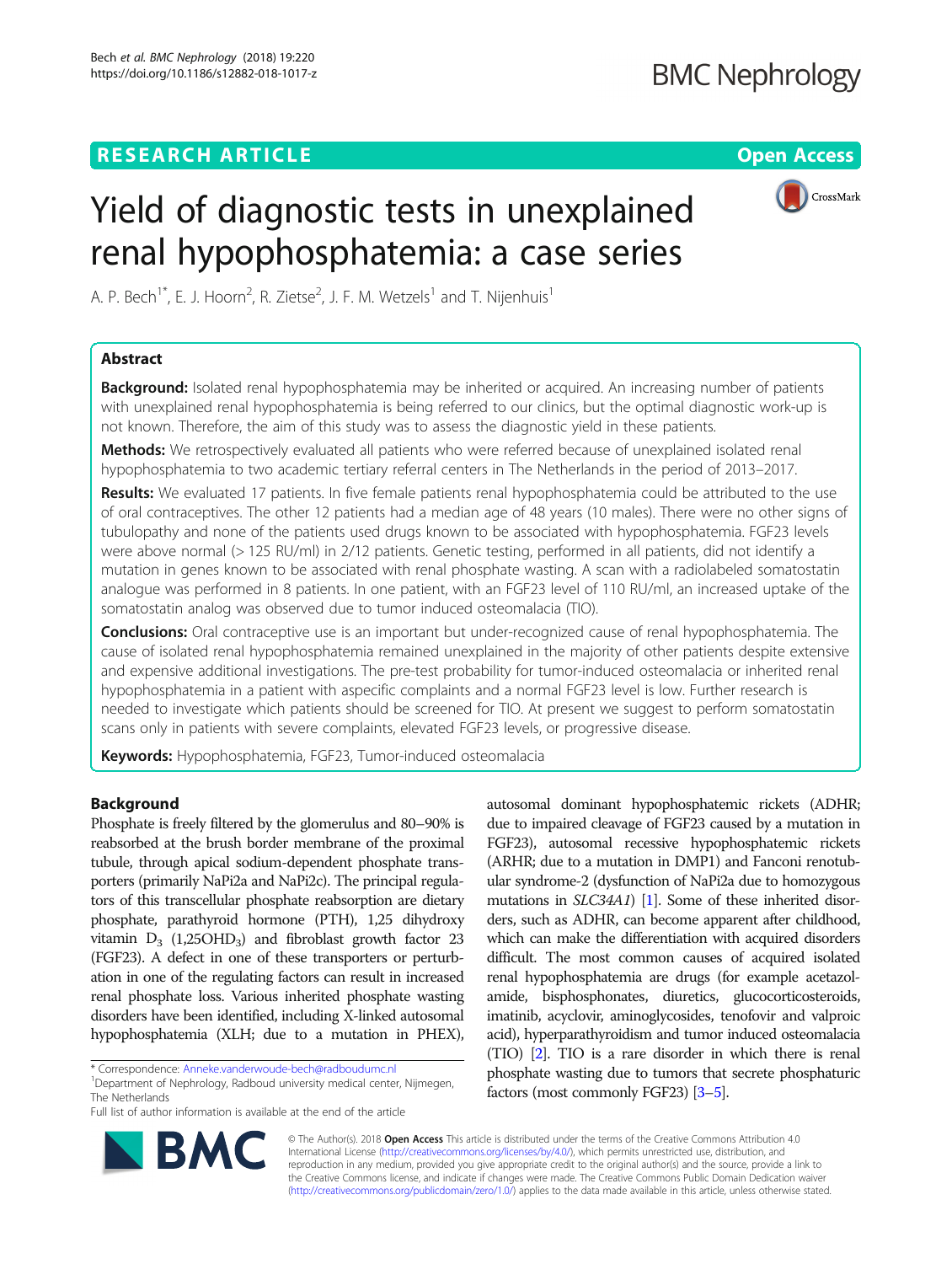RESEARCH ARTICLE

Open Access

# Yield of diagnostic tests in unexplained renal hypophosphatemia: a case series

A. P. Bech[1*], E. J. Hoorn[2], R. Zietse[2], J. F. M. Wetzels[1] and T. Nijenhuis[1]

## Abstract

**Background:** Isolated renal hypophosphatemia may be inherited or acquired. An increasing number of patients with unexplained renal hypophosphatemia is being referred to our clinics, but the optimal diagnostic work-up is not known. Therefore, the aim of this study was to assess the diagnostic yield in these patients.

**Methods:** We retrospectively evaluated all patients who were referred because of unexplained isolated renal hypophosphatemia to two academic tertiary referral centers in The Netherlands in the period of 2013–2017.

**Results:** We evaluated 17 patients. In five female patients renal hypophosphatemia could be attributed to the use of oral contraceptives. The other 12 patients had a median age of 48 years (10 males). There were no other signs of tubulopathy and none of the patients used drugs known to be associated with hypophosphatemia. FGF23 levels were above normal (> 125 RU/ml) in 2/12 patients. Genetic testing, performed in all patients, did not identify a mutation in genes known to be associated with renal phosphate wasting. A scan with a radiolabeled somatostatin analogue was performed in 8 patients. In one patient, with an FGF23 level of 110 RU/ml, an increased uptake of the somatostatin analog was observed due to tumor induced osteomalacia (TIO).

**Conclusions:** Oral contraceptive use is an important but under-recognized cause of renal hypophosphatemia. The cause of isolated renal hypophosphatemia remained unexplained in the majority of other patients despite extensive and expensive additional investigations. The pre-test probability for tumor-induced osteomalacia or inherited renal hypophosphatemia in a patient with aspecific complaints and a normal FGF23 level is low. Further research is needed to investigate which patients should be screened for TIO. At present we suggest to perform somatostatin scans only in patients with severe complaints, elevated FGF23 levels, or progressive disease.

**Keywords:** Hypophosphatemia, FGF23, Tumor-induced osteomalacia

## Background

Phosphate is freely filtered by the glomerulus and 80–90% is reabsorbed at the brush border membrane of the proximal tubule, through apical sodium-dependent phosphate transporters (primarily NaPi2a and NaPi2c). The principal regulators of this transcellular phosphate reabsorption are dietary phosphate, parathyroid hormone (PTH), 1,25 dihydroxy vitamin $D_3$ ($1{,}25OHD_3$) and fibroblast growth factor 23 (FGF23). A defect in one of these transporters or perturbation in one of the regulating factors can result in increased renal phosphate loss. Various inherited phosphate wasting disorders have been identified, including X-linked autosomal hypophosphatemia (XLH; due to a mutation in PHEX), autosomal dominant hypophosphatemic rickets (ADHR; due to impaired cleavage of FGF23 caused by a mutation in FGF23), autosomal recessive hypophosphatemic rickets (ARHR; due to a mutation in DMP1) and Fanconi renotubular syndrome-2 (dysfunction of NaPi2a due to homozygous mutations in *SLC34A1*) [1]. Some of these inherited disorders, such as ADHR, can become apparent after childhood, which can make the differentiation with acquired disorders difficult. The most common causes of acquired isolated renal hypophosphatemia are drugs (for example acetazolamide, bisphosphonates, diuretics, glucocorticosteroids, imatinib, acyclovir, aminoglycosides, tenofovir and valproic acid), hyperparathyroidism and tumor induced osteomalacia (TIO) [2]. TIO is a rare disorder in which there is renal phosphate wasting due to tumors that secrete phosphaturic factors (most commonly FGF23) [3–5].

* Correspondence: Anneke.vanderwoude-bech@radboudumc.nl
[1]Department of Nephrology, Radboud university medical center, Nijmegen, The Netherlands
Full list of author information is available at the end of the article

© The Author(s). 2018 **Open Access** This article is distributed under the terms of the Creative Commons Attribution 4.0 International License (http://creativecommons.org/licenses/by/4.0/), which permits unrestricted use, distribution, and reproduction in any medium, provided you give appropriate credit to the original author(s) and the source, provide a link to the Creative Commons license, and indicate if changes were made. The Creative Commons Public Domain Dedication waiver (http://creativecommons.org/publicdomain/zero/1.0/) applies to the data made available in this article, unless otherwise stated.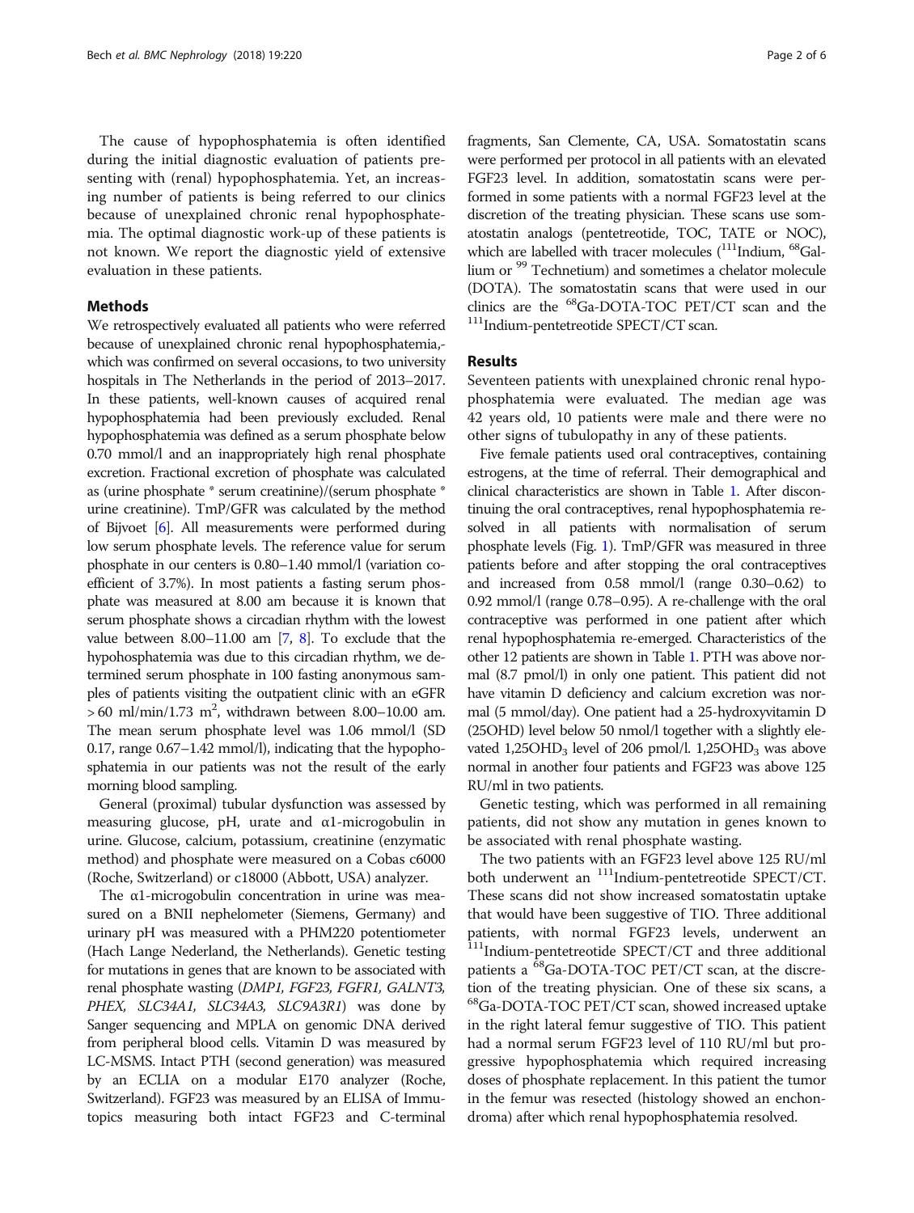The cause of hypophosphatemia is often identified during the initial diagnostic evaluation of patients presenting with (renal) hypophosphatemia. Yet, an increasing number of patients is being referred to our clinics because of unexplained chronic renal hypophosphatemia. The optimal diagnostic work-up of these patients is not known. We report the diagnostic yield of extensive evaluation in these patients.

## Methods

We retrospectively evaluated all patients who were referred because of unexplained chronic renal hypophosphatemia,- which was confirmed on several occasions, to two university hospitals in The Netherlands in the period of 2013–2017. In these patients, well-known causes of acquired renal hypophosphatemia had been previously excluded. Renal hypophosphatemia was defined as a serum phosphate below 0.70 mmol/l and an inappropriately high renal phosphate excretion. Fractional excretion of phosphate was calculated as (urine phosphate * serum creatinine)/(serum phosphate * urine creatinine). TmP/GFR was calculated by the method of Bijvoet [6]. All measurements were performed during low serum phosphate levels. The reference value for serum phosphate in our centers is 0.80–1.40 mmol/l (variation coefficient of 3.7%). In most patients a fasting serum phosphate was measured at 8.00 am because it is known that serum phosphate shows a circadian rhythm with the lowest value between 8.00–11.00 am [7, 8]. To exclude that the hypohosphatemia was due to this circadian rhythm, we determined serum phosphate in 100 fasting anonymous samples of patients visiting the outpatient clinic with an eGFR > 60 ml/min/1.73 $m^2$, withdrawn between 8.00–10.00 am. The mean serum phosphate level was 1.06 mmol/l (SD 0.17, range 0.67–1.42 mmol/l), indicating that the hypophosphatemia in our patients was not the result of the early morning blood sampling.

General (proximal) tubular dysfunction was assessed by measuring glucose, pH, urate and α1-microgobulin in urine. Glucose, calcium, potassium, creatinine (enzymatic method) and phosphate were measured on a Cobas c6000 (Roche, Switzerland) or c18000 (Abbott, USA) analyzer.

The α1-microgobulin concentration in urine was measured on a BNII nephelometer (Siemens, Germany) and urinary pH was measured with a PHM220 potentiometer (Hach Lange Nederland, the Netherlands). Genetic testing for mutations in genes that are known to be associated with renal phosphate wasting (*DMP1, FGF23, FGFR1, GALNT3, PHEX, SLC34A1, SLC34A3, SLC9A3R1*) was done by Sanger sequencing and MPLA on genomic DNA derived from peripheral blood cells. Vitamin D was measured by LC-MSMS. Intact PTH (second generation) was measured by an ECLIA on a modular E170 analyzer (Roche, Switzerland). FGF23 was measured by an ELISA of Immutopics measuring both intact FGF23 and C-terminal fragments, San Clemente, CA, USA. Somatostatin scans were performed per protocol in all patients with an elevated FGF23 level. In addition, somatostatin scans were performed in some patients with a normal FGF23 level at the discretion of the treating physician. These scans use somatostatin analogs (pentetreotide, TOC, TATE or NOC), which are labelled with tracer molecules ($^{111}$Indium, $^{68}$Gallium or $^{99}$ Technetium) and sometimes a chelator molecule (DOTA). The somatostatin scans that were used in our clinics are the $^{68}$Ga-DOTA-TOC PET/CT scan and the $^{111}$Indium-pentetreotide SPECT/CT scan.

## Results

Seventeen patients with unexplained chronic renal hypophosphatemia were evaluated. The median age was 42 years old, 10 patients were male and there were no other signs of tubulopathy in any of these patients.

Five female patients used oral contraceptives, containing estrogens, at the time of referral. Their demographical and clinical characteristics are shown in Table 1. After discontinuing the oral contraceptives, renal hypophosphatemia resolved in all patients with normalisation of serum phosphate levels (Fig. 1). TmP/GFR was measured in three patients before and after stopping the oral contraceptives and increased from 0.58 mmol/l (range 0.30–0.62) to 0.92 mmol/l (range 0.78–0.95). A re-challenge with the oral contraceptive was performed in one patient after which renal hypophosphatemia re-emerged. Characteristics of the other 12 patients are shown in Table 1. PTH was above normal (8.7 pmol/l) in only one patient. This patient did not have vitamin D deficiency and calcium excretion was normal (5 mmol/day). One patient had a 25-hydroxyvitamin D (25OHD) level below 50 nmol/l together with a slightly elevated $1{,}25OHD_3$ level of 206 pmol/l. $1{,}25OHD_3$ was above normal in another four patients and FGF23 was above 125 RU/ml in two patients.

Genetic testing, which was performed in all remaining patients, did not show any mutation in genes known to be associated with renal phosphate wasting.

The two patients with an FGF23 level above 125 RU/ml both underwent an $^{111}$Indium-pentetreotide SPECT/CT. These scans did not show increased somatostatin uptake that would have been suggestive of TIO. Three additional patients, with normal FGF23 levels, underwent an $^{111}$Indium-pentetreotide SPECT/CT and three additional patients a $^{68}$Ga-DOTA-TOC PET/CT scan, at the discretion of the treating physician. One of these six scans, a $^{68}$Ga-DOTA-TOC PET/CT scan, showed increased uptake in the right lateral femur suggestive of TIO. This patient had a normal serum FGF23 level of 110 RU/ml but progressive hypophosphatemia which required increasing doses of phosphate replacement. In this patient the tumor in the femur was resected (histology showed an enchondroma) after which renal hypophosphatemia resolved.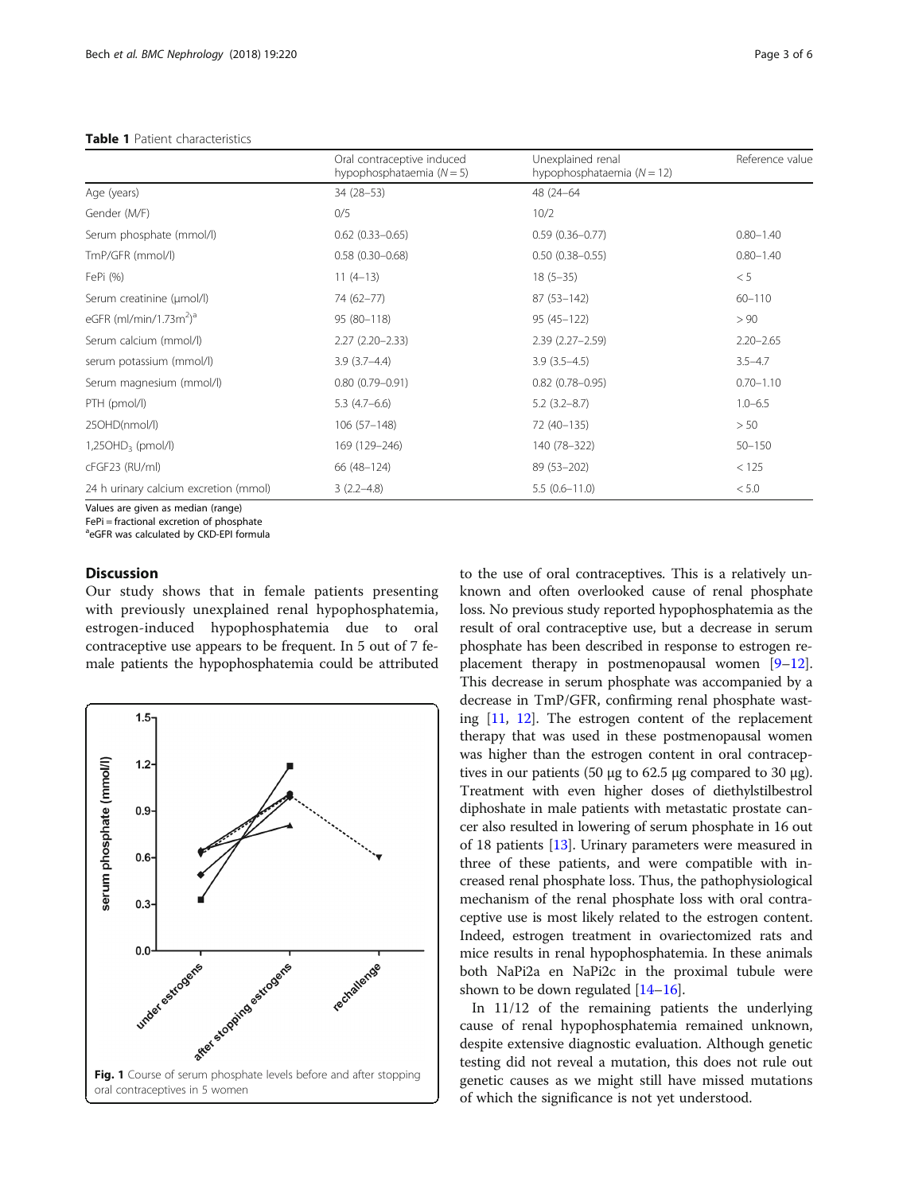**Table 1** Patient characteristics

| | Oral contraceptive induced hypophosphataemia ($N = 5$) | Unexplained renal hypophosphataemia ($N = 12$) | Reference value |
|---|---|---|---|
| Age (years) | 34 (28–53) | 48 (24–64 | |
| Gender (M/F) | 0/5 | 10/2 | |
| Serum phosphate (mmol/l) | 0.62 (0.33–0.65) | 0.59 (0.36–0.77) | 0.80–1.40 |
| TmP/GFR (mmol/l) | 0.58 (0.30–0.68) | 0.50 (0.38–0.55) | 0.80–1.40 |
| FePi (%) | 11 (4–13) | 18 (5–35) | < 5 |
| Serum creatinine (μmol/l) | 74 (62–77) | 87 (53–142) | 60–110 |
| eGFR (ml/min/1.73m$^2$)[a] | 95 (80–118) | 95 (45–122) | > 90 |
| Serum calcium (mmol/l) | 2.27 (2.20–2.33) | 2.39 (2.27–2.59) | 2.20–2.65 |
| serum potassium (mmol/l) | 3.9 (3.7–4.4) | 3.9 (3.5–4.5) | 3.5–4.7 |
| Serum magnesium (mmol/l) | 0.80 (0.79–0.91) | 0.82 (0.78–0.95) | 0.70–1.10 |
| PTH (pmol/l) | 5.3 (4.7–6.6) | 5.2 (3.2–8.7) | 1.0–6.5 |
| 25OHD(nmol/l) | 106 (57–148) | 72 (40–135) | > 50 |
| 1,25OHD$_3$ (pmol/l) | 169 (129–246) | 140 (78–322) | 50–150 |
| cFGF23 (RU/ml) | 66 (48–124) | 89 (53–202) | < 125 |
| 24 h urinary calcium excretion (mmol) | 3 (2.2–4.8) | 5.5 (0.6–11.0) | < 5.0 |

Values are given as median (range)
FePi = fractional excretion of phosphate
[a]eGFR was calculated by CKD-EPI formula

## Discussion

Our study shows that in female patients presenting with previously unexplained renal hypophosphatemia, estrogen-induced hypophosphatemia due to oral contraceptive use appears to be frequent. In 5 out of 7 female patients the hypophosphatemia could be attributed to the use of oral contraceptives. This is a relatively unknown and often overlooked cause of renal phosphate loss. No previous study reported hypophosphatemia as the result of oral contraceptive use, but a decrease in serum phosphate has been described in response to estrogen replacement therapy in postmenopausal women [9–12]. This decrease in serum phosphate was accompanied by a decrease in TmP/GFR, confirming renal phosphate wasting [11, 12]. The estrogen content of the replacement therapy that was used in these postmenopausal women was higher than the estrogen content in oral contraceptives in our patients (50 μg to 62.5 μg compared to 30 μg). Treatment with even higher doses of diethylstilbestrol diphoshate in male patients with metastatic prostate cancer also resulted in lowering of serum phosphate in 16 out of 18 patients [13]. Urinary parameters were measured in three of these patients, and were compatible with increased renal phosphate loss. Thus, the pathophysiological mechanism of the renal phosphate loss with oral contraceptive use is most likely related to the estrogen content. Indeed, estrogen treatment in ovariectomized rats and mice results in renal hypophosphatemia. In these animals both NaPi2a en NaPi2c in the proximal tubule were shown to be down regulated [14–16].

**Fig. 1** Course of serum phosphate levels before and after stopping oral contraceptives in 5 women

In 11/12 of the remaining patients the underlying cause of renal hypophosphatemia remained unknown, despite extensive diagnostic evaluation. Although genetic testing did not reveal a mutation, this does not rule out genetic causes as we might still have missed mutations of which the significance is not yet understood.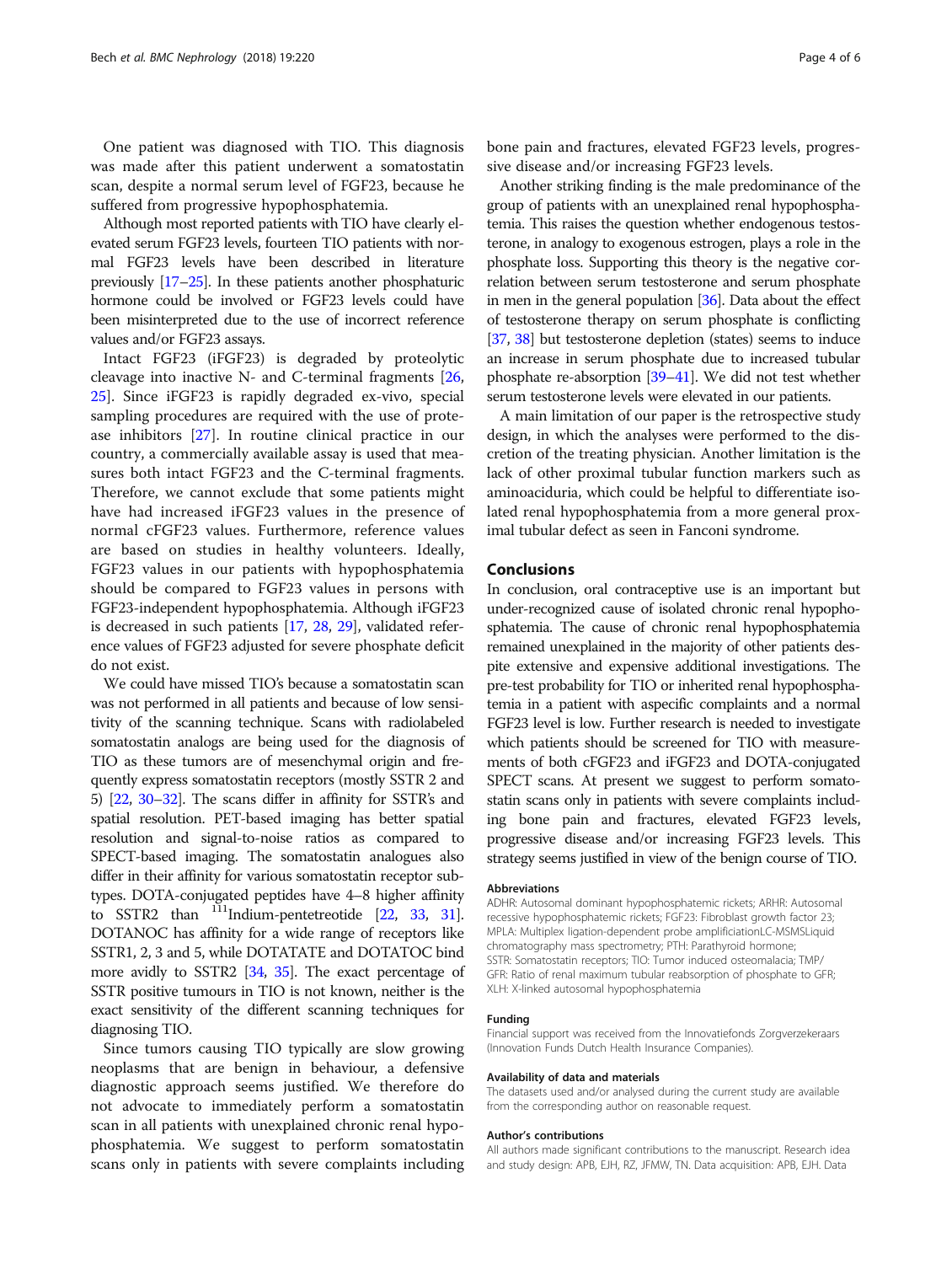One patient was diagnosed with TIO. This diagnosis was made after this patient underwent a somatostatin scan, despite a normal serum level of FGF23, because he suffered from progressive hypophosphatemia.

Although most reported patients with TIO have clearly elevated serum FGF23 levels, fourteen TIO patients with normal FGF23 levels have been described in literature previously [17–25]. In these patients another phosphaturic hormone could be involved or FGF23 levels could have been misinterpreted due to the use of incorrect reference values and/or FGF23 assays.

Intact FGF23 (iFGF23) is degraded by proteolytic cleavage into inactive N- and C-terminal fragments [26, 25]. Since iFGF23 is rapidly degraded ex-vivo, special sampling procedures are required with the use of protease inhibitors [27]. In routine clinical practice in our country, a commercially available assay is used that measures both intact FGF23 and the C-terminal fragments. Therefore, we cannot exclude that some patients might have had increased iFGF23 values in the presence of normal cFGF23 values. Furthermore, reference values are based on studies in healthy volunteers. Ideally, FGF23 values in our patients with hypophosphatemia should be compared to FGF23 values in persons with FGF23-independent hypophosphatemia. Although iFGF23 is decreased in such patients [17, 28, 29], validated reference values of FGF23 adjusted for severe phosphate deficit do not exist.

We could have missed TIO's because a somatostatin scan was not performed in all patients and because of low sensitivity of the scanning technique. Scans with radiolabeled somatostatin analogs are being used for the diagnosis of TIO as these tumors are of mesenchymal origin and frequently express somatostatin receptors (mostly SSTR 2 and 5) [22, 30–32]. The scans differ in affinity for SSTR's and spatial resolution. PET-based imaging has better spatial resolution and signal-to-noise ratios as compared to SPECT-based imaging. The somatostatin analogues also differ in their affinity for various somatostatin receptor subtypes. DOTA-conjugated peptides have 4–8 higher affinity to SSTR2 than $^{111}$Indium-pentetreotide [22, 33, 31]. DOTANOC has affinity for a wide range of receptors like SSTR1, 2, 3 and 5, while DOTATATE and DOTATOC bind more avidly to SSTR2 [34, 35]. The exact percentage of SSTR positive tumours in TIO is not known, neither is the exact sensitivity of the different scanning techniques for diagnosing TIO.

Since tumors causing TIO typically are slow growing neoplasms that are benign in behaviour, a defensive diagnostic approach seems justified. We therefore do not advocate to immediately perform a somatostatin scan in all patients with unexplained chronic renal hypophosphatemia. We suggest to perform somatostatin scans only in patients with severe complaints including bone pain and fractures, elevated FGF23 levels, progressive disease and/or increasing FGF23 levels.

Another striking finding is the male predominance of the group of patients with an unexplained renal hypophosphatemia. This raises the question whether endogenous testosterone, in analogy to exogenous estrogen, plays a role in the phosphate loss. Supporting this theory is the negative correlation between serum testosterone and serum phosphate in men in the general population [36]. Data about the effect of testosterone therapy on serum phosphate is conflicting [37, 38] but testosterone depletion (states) seems to induce an increase in serum phosphate due to increased tubular phosphate re-absorption [39–41]. We did not test whether serum testosterone levels were elevated in our patients.

A main limitation of our paper is the retrospective study design, in which the analyses were performed to the discretion of the treating physician. Another limitation is the lack of other proximal tubular function markers such as aminoaciduria, which could be helpful to differentiate isolated renal hypophosphatemia from a more general proximal tubular defect as seen in Fanconi syndrome.

## Conclusions

In conclusion, oral contraceptive use is an important but under-recognized cause of isolated chronic renal hypophosphatemia. The cause of chronic renal hypophosphatemia remained unexplained in the majority of other patients despite extensive and expensive additional investigations. The pre-test probability for TIO or inherited renal hypophosphatemia in a patient with aspecific complaints and a normal FGF23 level is low. Further research is needed to investigate which patients should be screened for TIO with measurements of both cFGF23 and iFGF23 and DOTA-conjugated SPECT scans. At present we suggest to perform somatostatin scans only in patients with severe complaints including bone pain and fractures, elevated FGF23 levels, progressive disease and/or increasing FGF23 levels. This strategy seems justified in view of the benign course of TIO.

#### Abbreviations

ADHR: Autosomal dominant hypophosphatemic rickets; ARHR: Autosomal recessive hypophosphatemic rickets; FGF23: Fibroblast growth factor 23; MPLA: Multiplex ligation-dependent probe amplificiationLC-MSMSLiquid chromatography mass spectrometry; PTH: Parathyroid hormone; SSTR: Somatostatin receptors; TIO: Tumor induced osteomalacia; TMP/GFR: Ratio of renal maximum tubular reabsorption of phosphate to GFR; XLH: X-linked autosomal hypophosphatemia

#### Funding

Financial support was received from the Innovatiefonds Zorgverzekeraars (Innovation Funds Dutch Health Insurance Companies).

#### Availability of data and materials

The datasets used and/or analysed during the current study are available from the corresponding author on reasonable request.

#### Author's contributions

All authors made significant contributions to the manuscript. Research idea and study design: APB, EJH, RZ, JFMW, TN. Data acquisition: APB, EJH. Data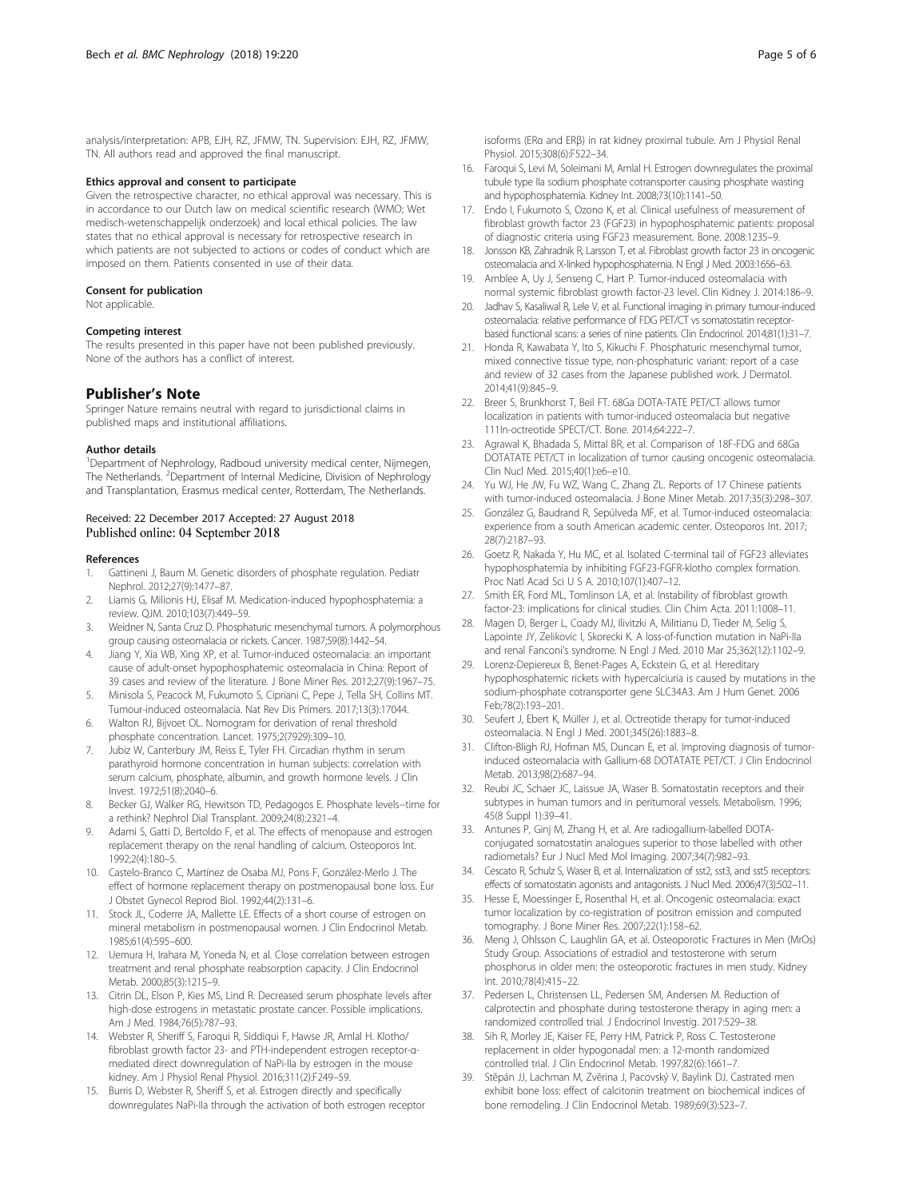analysis/interpretation: APB, EJH, RZ, JFMW, TN. Supervision: EJH, RZ, JFMW, TN. All authors read and approved the final manuscript.

### Ethics approval and consent to participate

Given the retrospective character, no ethical approval was necessary. This is in accordance to our Dutch law on medical scientific research (WMO; Wet medisch-wetenschappelijk onderzoek) and local ethical policies. The law states that no ethical approval is necessary for retrospective research in which patients are not subjected to actions or codes of conduct which are imposed on them. Patients consented in use of their data.

### Consent for publication

Not applicable.

### Competing interest

The results presented in this paper have not been published previously. None of the authors has a conflict of interest.

## Publisher's Note

Springer Nature remains neutral with regard to jurisdictional claims in published maps and institutional affiliations.

### Author details

[1]Department of Nephrology, Radboud university medical center, Nijmegen, The Netherlands. [2]Department of Internal Medicine, Division of Nephrology and Transplantation, Erasmus medical center, Rotterdam, The Netherlands.

Received: 22 December 2017 Accepted: 27 August 2018
Published online: 04 September 2018

### References

1. Gattineni J, Baum M. Genetic disorders of phosphate regulation. Pediatr Nephrol. 2012;27(9):1477–87.
2. Liamis G, Milionis HJ, Elisaf M. Medication-induced hypophosphatemia: a review. QJM. 2010;103(7):449–59.
3. Weidner N, Santa Cruz D. Phosphaturic mesenchymal tumors. A polymorphous group causing osteomalacia or rickets. Cancer. 1987;59(8):1442–54.
4. Jiang Y, Xia WB, Xing XP, et al. Tumor-induced osteomalacia: an important cause of adult-onset hypophosphatemic osteomalacia in China: Report of 39 cases and review of the literature. J Bone Miner Res. 2012;27(9):1967–75.
5. Minisola S, Peacock M, Fukumoto S, Cipriani C, Pepe J, Tella SH, Collins MT. Tumour-induced osteomalacia. Nat Rev Dis Primers. 2017;13(3):17044.
6. Walton RJ, Bijvoet OL. Nomogram for derivation of renal threshold phosphate concentration. Lancet. 1975;2(7929):309–10.
7. Jubiz W, Canterbury JM, Reiss E, Tyler FH. Circadian rhythm in serum parathyroid hormone concentration in human subjects: correlation with serum calcium, phosphate, albumin, and growth hormone levels. J Clin Invest. 1972;51(8):2040–6.
8. Becker GJ, Walker RG, Hewitson TD, Pedagogos E. Phosphate levels--time for a rethink? Nephrol Dial Transplant. 2009;24(8):2321–4.
9. Adami S, Gatti D, Bertoldo F, et al. The effects of menopause and estrogen replacement therapy on the renal handling of calcium. Osteoporos Int. 1992;2(4):180–5.
10. Castelo-Branco C, Martínez de Osaba MJ, Pons F, González-Merlo J. The effect of hormone replacement therapy on postmenopausal bone loss. Eur J Obstet Gynecol Reprod Biol. 1992;44(2):131–6.
11. Stock JL, Coderre JA, Mallette LE. Effects of a short course of estrogen on mineral metabolism in postmenopausal women. J Clin Endocrinol Metab. 1985;61(4):595–600.
12. Uemura H, Irahara M, Yoneda N, et al. Close correlation between estrogen treatment and renal phosphate reabsorption capacity. J Clin Endocrinol Metab. 2000;85(3):1215–9.
13. Citrin DL, Elson P, Kies MS, Lind R. Decreased serum phosphate levels after high-dose estrogens in metastatic prostate cancer. Possible implications. Am J Med. 1984;76(5):787–93.
14. Webster R, Sheriff S, Faroqui R, Siddiqui F, Hawse JR, Amlal H. Klotho/fibroblast growth factor 23- and PTH-independent estrogen receptor-α-mediated direct downregulation of NaPi-IIa by estrogen in the mouse kidney. Am J Physiol Renal Physiol. 2016;311(2):F249–59.
15. Burris D, Webster R, Sheriff S, et al. Estrogen directly and specifically downregulates NaPi-IIa through the activation of both estrogen receptor isoforms (ERα and ERβ) in rat kidney proximal tubule. Am J Physiol Renal Physiol. 2015;308(6):F522–34.
16. Faroqui S, Levi M, Soleimani M, Amlal H. Estrogen downregulates the proximal tubule type IIa sodium phosphate cotransporter causing phosphate wasting and hypophosphatemia. Kidney Int. 2008;73(10):1141–50.
17. Endo I, Fukumoto S, Ozono K, et al. Clinical usefulness of measurement of fibroblast growth factor 23 (FGF23) in hypophosphatemic patients: proposal of diagnostic criteria using FGF23 measurement. Bone. 2008:1235–9.
18. Jonsson KB, Zahradnik R, Larsson T, et al. Fibroblast growth factor 23 in oncogenic osteomalacia and X-linked hypophosphatemia. N Engl J Med. 2003:1656–63.
19. Amblee A, Uy J, Senseng C, Hart P. Tumor-induced osteomalacia with normal systemic fibroblast growth factor-23 level. Clin Kidney J. 2014:186–9.
20. Jadhav S, Kasaliwal R, Lele V, et al. Functional imaging in primary tumour-induced osteomalacia: relative performance of FDG PET/CT vs somatostatin receptor-based functional scans: a series of nine patients. Clin Endocrinol. 2014;81(1):31–7.
21. Honda R, Kawabata Y, Ito S, Kikuchi F. Phosphaturic mesenchymal tumor, mixed connective tissue type, non-phosphaturic variant: report of a case and review of 32 cases from the Japanese published work. J Dermatol. 2014;41(9):845–9.
22. Breer S, Brunkhorst T, Beil FT. 68Ga DOTA-TATE PET/CT allows tumor localization in patients with tumor-induced osteomalacia but negative 111In-octreotide SPECT/CT. Bone. 2014;64:222–7.
23. Agrawal K, Bhadada S, Mittal BR, et al. Comparison of 18F-FDG and 68Ga DOTATATE PET/CT in localization of tumor causing oncogenic osteomalacia. Clin Nucl Med. 2015;40(1):e6–e10.
24. Yu WJ, He JW, Fu WZ, Wang C, Zhang ZL. Reports of 17 Chinese patients with tumor-induced osteomalacia. J Bone Miner Metab. 2017;35(3):298–307.
25. González G, Baudrand R, Sepúlveda MF, et al. Tumor-induced osteomalacia: experience from a south American academic center. Osteoporos Int. 2017;28(7):2187–93.
26. Goetz R, Nakada Y, Hu MC, et al. Isolated C-terminal tail of FGF23 alleviates hypophosphatemia by inhibiting FGF23-FGFR-klotho complex formation. Proc Natl Acad Sci U S A. 2010;107(1):407–12.
27. Smith ER, Ford ML, Tomlinson LA, et al. Instability of fibroblast growth factor-23: implications for clinical studies. Clin Chim Acta. 2011:1008–11.
28. Magen D, Berger L, Coady MJ, Ilivitzki A, Militianu D, Tieder M, Selig S, Lapointe JY, Zelikovic I, Skorecki K. A loss-of-function mutation in NaPi-IIa and renal Fanconi's syndrome. N Engl J Med. 2010 Mar 25;362(12):1102–9.
29. Lorenz-Depiereux B, Benet-Pages A, Eckstein G, et al. Hereditary hypophosphatemic rickets with hypercalciuria is caused by mutations in the sodium-phosphate cotransporter gene SLC34A3. Am J Hum Genet. 2006 Feb;78(2):193–201.
30. Seufert J, Ebert K, Müller J, et al. Octreotide therapy for tumor-induced osteomalacia. N Engl J Med. 2001;345(26):1883–8.
31. Clifton-Bligh RJ, Hofman MS, Duncan E, et al. Improving diagnosis of tumor-induced osteomalacia with Gallium-68 DOTATATE PET/CT. J Clin Endocrinol Metab. 2013;98(2):687–94.
32. Reubi JC, Schaer JC, Laissue JA, Waser B. Somatostatin receptors and their subtypes in human tumors and in peritumoral vessels. Metabolism. 1996;45(8 Suppl 1):39–41.
33. Antunes P, Ginj M, Zhang H, et al. Are radiogallium-labelled DOTA-conjugated somatostatin analogues superior to those labelled with other radiometals? Eur J Nucl Med Mol Imaging. 2007;34(7):982–93.
34. Cescato R, Schulz S, Waser B, et al. Internalization of sst2, sst3, and sst5 receptors: effects of somatostatin agonists and antagonists. J Nucl Med. 2006;47(3):502–11.
35. Hesse E, Moessinger E, Rosenthal H, et al. Oncogenic osteomalacia: exact tumor localization by co-registration of positron emission and computed tomography. J Bone Miner Res. 2007;22(1):158–62.
36. Meng J, Ohlsson C, Laughlin GA, et al. Osteoporotic Fractures in Men (MrOs) Study Group. Associations of estradiol and testosterone with serum phosphorus in older men: the osteoporotic fractures in men study. Kidney Int. 2010;78(4):415–22.
37. Pedersen L, Christensen LL, Pedersen SM, Andersen M. Reduction of calprotectin and phosphate during testosterone therapy in aging men: a randomized controlled trial. J Endocrinol Investig. 2017:529–38.
38. Sih R, Morley JE, Kaiser FE, Perry HM, Patrick P, Ross C. Testosterone replacement in older hypogonadal men: a 12-month randomized controlled trial. J Clin Endocrinol Metab. 1997;82(6):1661–7.
39. Stěpán JJ, Lachman M, Zvěrina J, Pacovský V, Baylink DJ. Castrated men exhibit bone loss: effect of calcitonin treatment on biochemical indices of bone remodeling. J Clin Endocrinol Metab. 1989;69(3):523–7.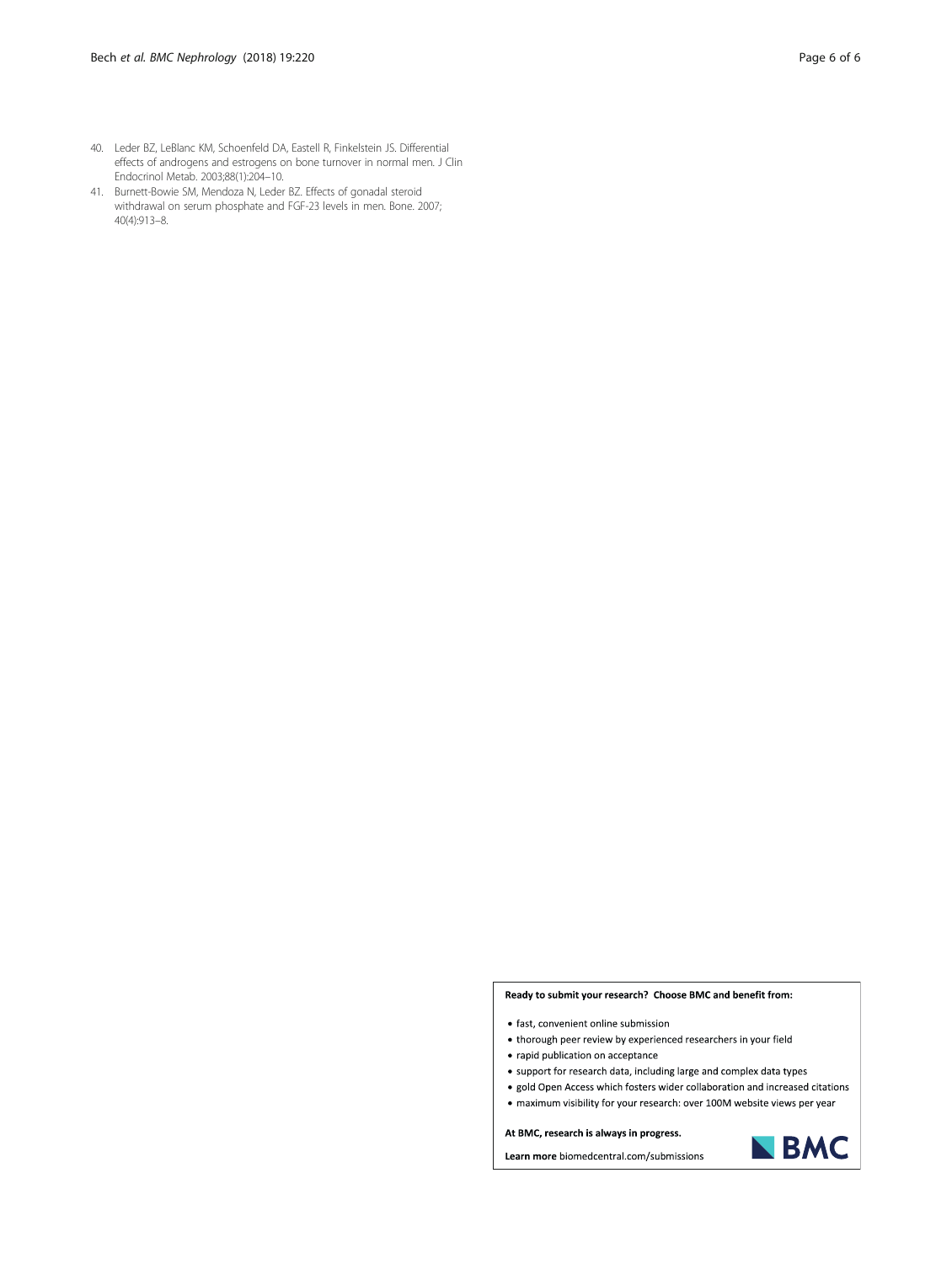40. Leder BZ, LeBlanc KM, Schoenfeld DA, Eastell R, Finkelstein JS. Differential effects of androgens and estrogens on bone turnover in normal men. J Clin Endocrinol Metab. 2003;88(1):204–10.
41. Burnett-Bowie SM, Mendoza N, Leder BZ. Effects of gonadal steroid withdrawal on serum phosphate and FGF-23 levels in men. Bone. 2007; 40(4):913–8.

**Ready to submit your research? Choose BMC and benefit from:**

- fast, convenient online submission
- thorough peer review by experienced researchers in your field
- rapid publication on acceptance
- support for research data, including large and complex data types
- gold Open Access which fosters wider collaboration and increased citations
- maximum visibility for your research: over 100M website views per year

**At BMC, research is always in progress.**

**Learn more** biomedcentral.com/submissions

BMC